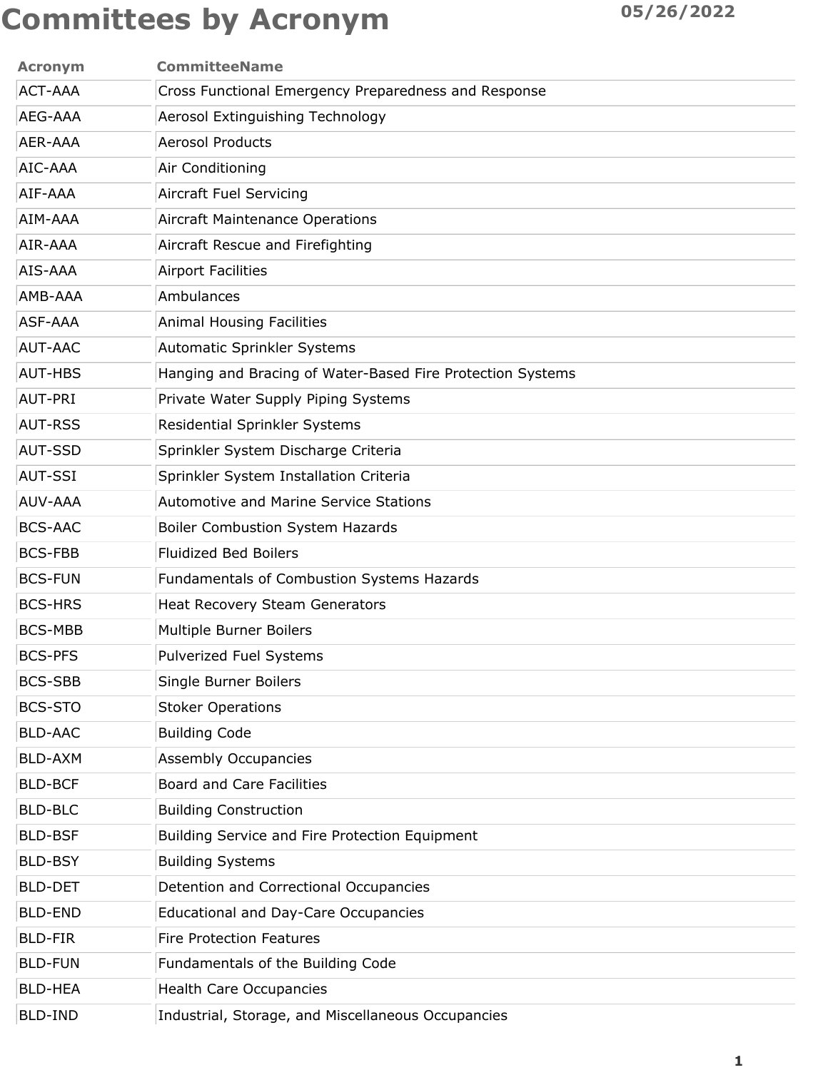# Committees by Acronym

05/26/2022

| Acronym | CommitteeName |
| --- | --- |
| ACT-AAA | Cross Functional Emergency Preparedness and Response |
| AEG-AAA | Aerosol Extinguishing Technology |
| AER-AAA | Aerosol Products |
| AIC-AAA | Air Conditioning |
| AIF-AAA | Aircraft Fuel Servicing |
| AIM-AAA | Aircraft Maintenance Operations |
| AIR-AAA | Aircraft Rescue and Firefighting |
| AIS-AAA | Airport Facilities |
| AMB-AAA | Ambulances |
| ASF-AAA | Animal Housing Facilities |
| AUT-AAC | Automatic Sprinkler Systems |
| AUT-HBS | Hanging and Bracing of Water-Based Fire Protection Systems |
| AUT-PRI | Private Water Supply Piping Systems |
| AUT-RSS | Residential Sprinkler Systems |
| AUT-SSD | Sprinkler System Discharge Criteria |
| AUT-SSI | Sprinkler System Installation Criteria |
| AUV-AAA | Automotive and Marine Service Stations |
| BCS-AAC | Boiler Combustion System Hazards |
| BCS-FBB | Fluidized Bed Boilers |
| BCS-FUN | Fundamentals of Combustion Systems Hazards |
| BCS-HRS | Heat Recovery Steam Generators |
| BCS-MBB | Multiple Burner Boilers |
| BCS-PFS | Pulverized Fuel Systems |
| BCS-SBB | Single Burner Boilers |
| BCS-STO | Stoker Operations |
| BLD-AAC | Building Code |
| BLD-AXM | Assembly Occupancies |
| BLD-BCF | Board and Care Facilities |
| BLD-BLC | Building Construction |
| BLD-BSF | Building Service and Fire Protection Equipment |
| BLD-BSY | Building Systems |
| BLD-DET | Detention and Correctional Occupancies |
| BLD-END | Educational and Day-Care Occupancies |
| BLD-FIR | Fire Protection Features |
| BLD-FUN | Fundamentals of the Building Code |
| BLD-HEA | Health Care Occupancies |
| BLD-IND | Industrial, Storage, and Miscellaneous Occupancies |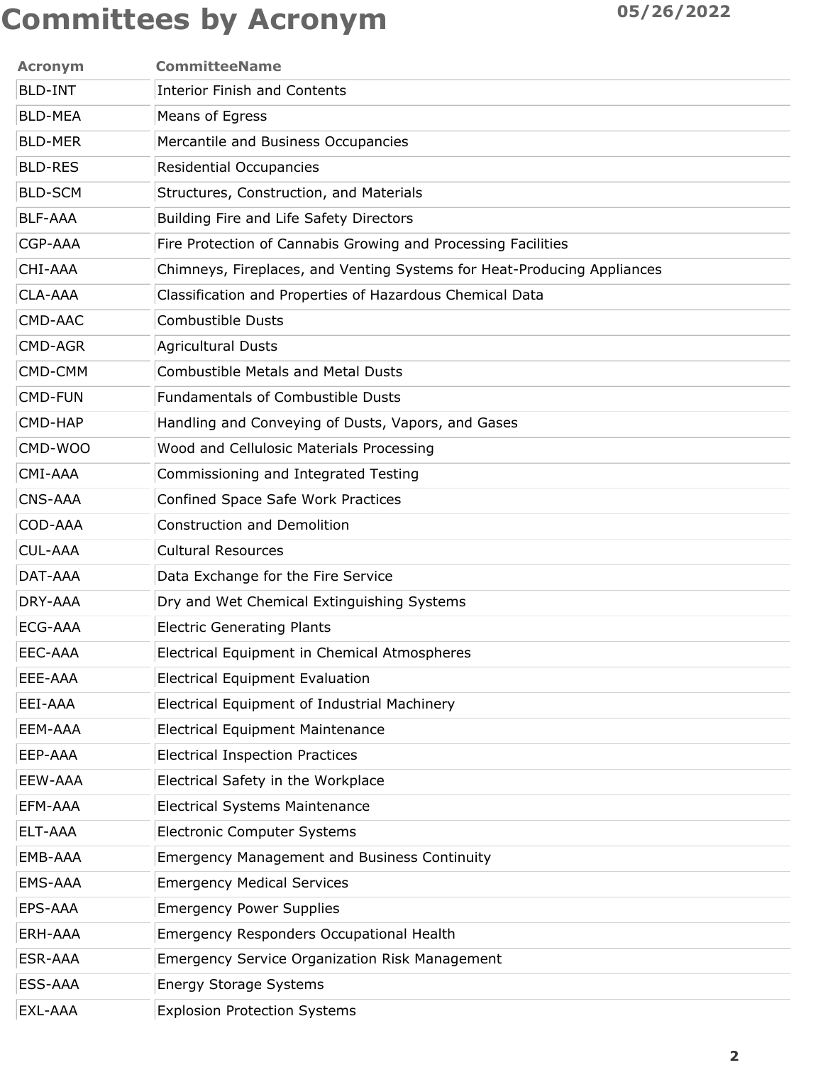# Committees by Acronym

05/26/2022

| Acronym | CommitteeName |
|---|---|
| BLD-INT | Interior Finish and Contents |
| BLD-MEA | Means of Egress |
| BLD-MER | Mercantile and Business Occupancies |
| BLD-RES | Residential Occupancies |
| BLD-SCM | Structures, Construction, and Materials |
| BLF-AAA | Building Fire and Life Safety Directors |
| CGP-AAA | Fire Protection of Cannabis Growing and Processing Facilities |
| CHI-AAA | Chimneys, Fireplaces, and Venting Systems for Heat-Producing Appliances |
| CLA-AAA | Classification and Properties of Hazardous Chemical Data |
| CMD-AAC | Combustible Dusts |
| CMD-AGR | Agricultural Dusts |
| CMD-CMM | Combustible Metals and Metal Dusts |
| CMD-FUN | Fundamentals of Combustible Dusts |
| CMD-HAP | Handling and Conveying of Dusts, Vapors, and Gases |
| CMD-WOO | Wood and Cellulosic Materials Processing |
| CMI-AAA | Commissioning and Integrated Testing |
| CNS-AAA | Confined Space Safe Work Practices |
| COD-AAA | Construction and Demolition |
| CUL-AAA | Cultural Resources |
| DAT-AAA | Data Exchange for the Fire Service |
| DRY-AAA | Dry and Wet Chemical Extinguishing Systems |
| ECG-AAA | Electric Generating Plants |
| EEC-AAA | Electrical Equipment in Chemical Atmospheres |
| EEE-AAA | Electrical Equipment Evaluation |
| EEI-AAA | Electrical Equipment of Industrial Machinery |
| EEM-AAA | Electrical Equipment Maintenance |
| EEP-AAA | Electrical Inspection Practices |
| EEW-AAA | Electrical Safety in the Workplace |
| EFM-AAA | Electrical Systems Maintenance |
| ELT-AAA | Electronic Computer Systems |
| EMB-AAA | Emergency Management and Business Continuity |
| EMS-AAA | Emergency Medical Services |
| EPS-AAA | Emergency Power Supplies |
| ERH-AAA | Emergency Responders Occupational Health |
| ESR-AAA | Emergency Service Organization Risk Management |
| ESS-AAA | Energy Storage Systems |
| EXL-AAA | Explosion Protection Systems |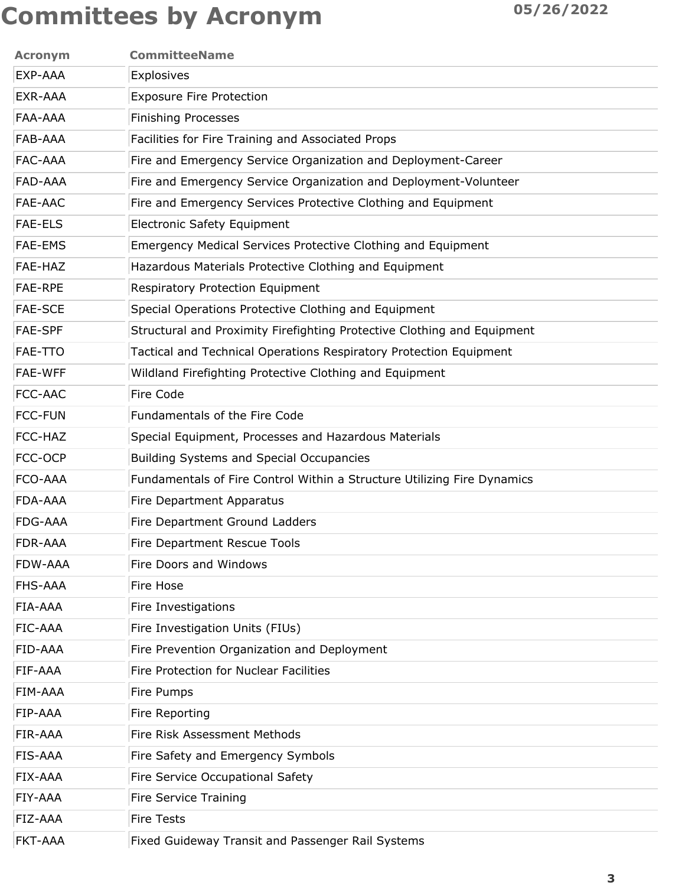# Committees by Acronym

05/26/2022

| Acronym | CommitteeName |
| --- | --- |
| EXP-AAA | Explosives |
| EXR-AAA | Exposure Fire Protection |
| FAA-AAA | Finishing Processes |
| FAB-AAA | Facilities for Fire Training and Associated Props |
| FAC-AAA | Fire and Emergency Service Organization and Deployment-Career |
| FAD-AAA | Fire and Emergency Service Organization and Deployment-Volunteer |
| FAE-AAC | Fire and Emergency Services Protective Clothing and Equipment |
| FAE-ELS | Electronic Safety Equipment |
| FAE-EMS | Emergency Medical Services Protective Clothing and Equipment |
| FAE-HAZ | Hazardous Materials Protective Clothing and Equipment |
| FAE-RPE | Respiratory Protection Equipment |
| FAE-SCE | Special Operations Protective Clothing and Equipment |
| FAE-SPF | Structural and Proximity Firefighting Protective Clothing and Equipment |
| FAE-TTO | Tactical and Technical Operations Respiratory Protection Equipment |
| FAE-WFF | Wildland Firefighting Protective Clothing and Equipment |
| FCC-AAC | Fire Code |
| FCC-FUN | Fundamentals of the Fire Code |
| FCC-HAZ | Special Equipment, Processes and Hazardous Materials |
| FCC-OCP | Building Systems and Special Occupancies |
| FCO-AAA | Fundamentals of Fire Control Within a Structure Utilizing Fire Dynamics |
| FDA-AAA | Fire Department Apparatus |
| FDG-AAA | Fire Department Ground Ladders |
| FDR-AAA | Fire Department Rescue Tools |
| FDW-AAA | Fire Doors and Windows |
| FHS-AAA | Fire Hose |
| FIA-AAA | Fire Investigations |
| FIC-AAA | Fire Investigation Units (FIUs) |
| FID-AAA | Fire Prevention Organization and Deployment |
| FIF-AAA | Fire Protection for Nuclear Facilities |
| FIM-AAA | Fire Pumps |
| FIP-AAA | Fire Reporting |
| FIR-AAA | Fire Risk Assessment Methods |
| FIS-AAA | Fire Safety and Emergency Symbols |
| FIX-AAA | Fire Service Occupational Safety |
| FIY-AAA | Fire Service Training |
| FIZ-AAA | Fire Tests |
| FKT-AAA | Fixed Guideway Transit and Passenger Rail Systems |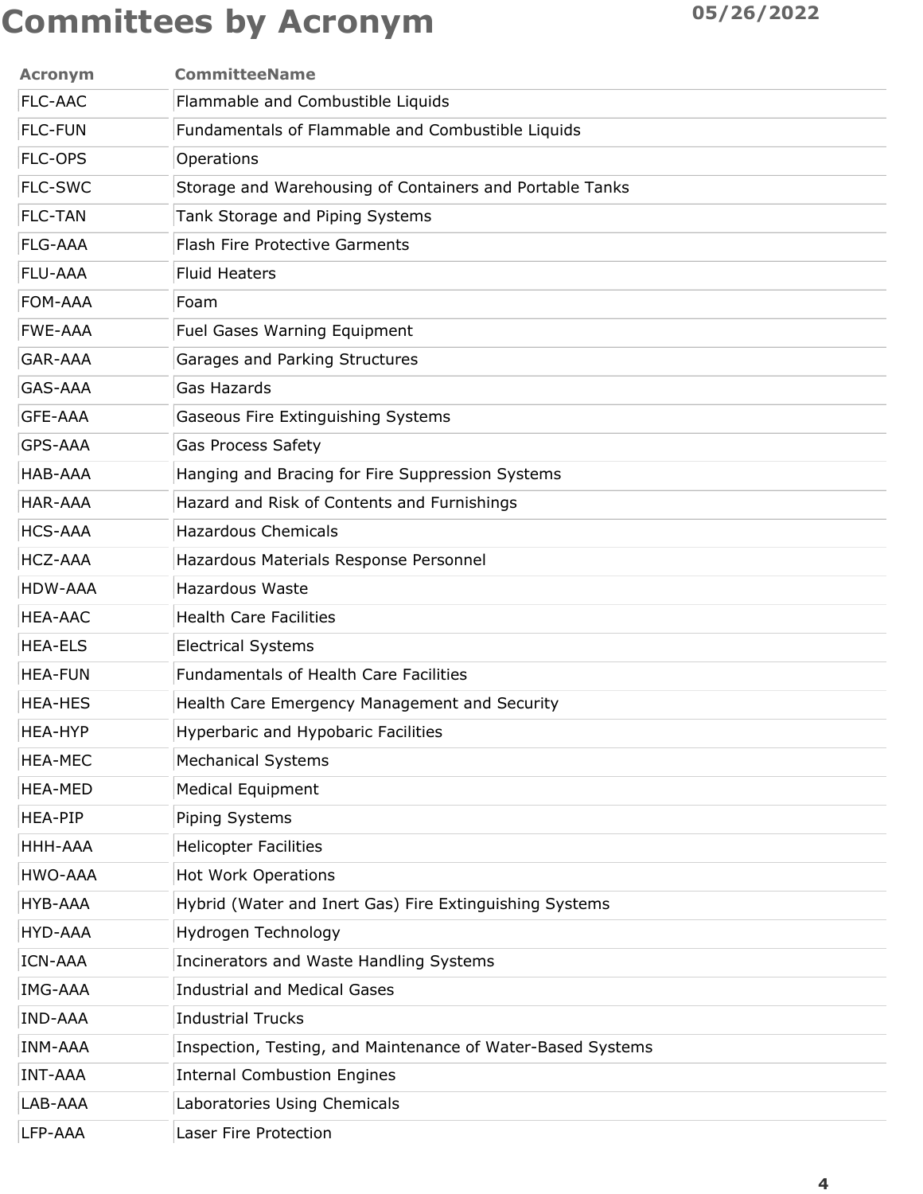# Committees by Acronym

05/26/2022

| Acronym | CommitteeName |
|---|---|
| FLC-AAC | Flammable and Combustible Liquids |
| FLC-FUN | Fundamentals of Flammable and Combustible Liquids |
| FLC-OPS | Operations |
| FLC-SWC | Storage and Warehousing of Containers and Portable Tanks |
| FLC-TAN | Tank Storage and Piping Systems |
| FLG-AAA | Flash Fire Protective Garments |
| FLU-AAA | Fluid Heaters |
| FOM-AAA | Foam |
| FWE-AAA | Fuel Gases Warning Equipment |
| GAR-AAA | Garages and Parking Structures |
| GAS-AAA | Gas Hazards |
| GFE-AAA | Gaseous Fire Extinguishing Systems |
| GPS-AAA | Gas Process Safety |
| HAB-AAA | Hanging and Bracing for Fire Suppression Systems |
| HAR-AAA | Hazard and Risk of Contents and Furnishings |
| HCS-AAA | Hazardous Chemicals |
| HCZ-AAA | Hazardous Materials Response Personnel |
| HDW-AAA | Hazardous Waste |
| HEA-AAC | Health Care Facilities |
| HEA-ELS | Electrical Systems |
| HEA-FUN | Fundamentals of Health Care Facilities |
| HEA-HES | Health Care Emergency Management and Security |
| HEA-HYP | Hyperbaric and Hypobaric Facilities |
| HEA-MEC | Mechanical Systems |
| HEA-MED | Medical Equipment |
| HEA-PIP | Piping Systems |
| HHH-AAA | Helicopter Facilities |
| HWO-AAA | Hot Work Operations |
| HYB-AAA | Hybrid (Water and Inert Gas) Fire Extinguishing Systems |
| HYD-AAA | Hydrogen Technology |
| ICN-AAA | Incinerators and Waste Handling Systems |
| IMG-AAA | Industrial and Medical Gases |
| IND-AAA | Industrial Trucks |
| INM-AAA | Inspection, Testing, and Maintenance of Water-Based Systems |
| INT-AAA | Internal Combustion Engines |
| LAB-AAA | Laboratories Using Chemicals |
| LFP-AAA | Laser Fire Protection |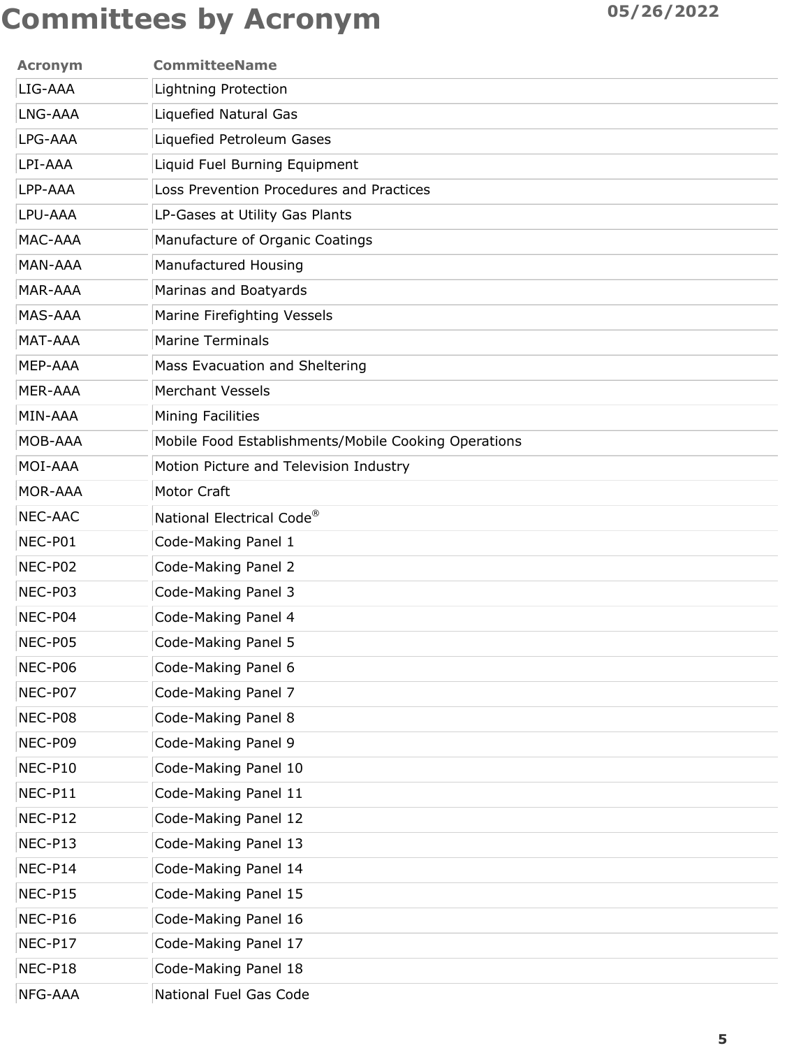# Committees by Acronym

05/26/2022

| Acronym | CommitteeName |
|---|---|
| LIG-AAA | Lightning Protection |
| LNG-AAA | Liquefied Natural Gas |
| LPG-AAA | Liquefied Petroleum Gases |
| LPI-AAA | Liquid Fuel Burning Equipment |
| LPP-AAA | Loss Prevention Procedures and Practices |
| LPU-AAA | LP-Gases at Utility Gas Plants |
| MAC-AAA | Manufacture of Organic Coatings |
| MAN-AAA | Manufactured Housing |
| MAR-AAA | Marinas and Boatyards |
| MAS-AAA | Marine Firefighting Vessels |
| MAT-AAA | Marine Terminals |
| MEP-AAA | Mass Evacuation and Sheltering |
| MER-AAA | Merchant Vessels |
| MIN-AAA | Mining Facilities |
| MOB-AAA | Mobile Food Establishments/Mobile Cooking Operations |
| MOI-AAA | Motion Picture and Television Industry |
| MOR-AAA | Motor Craft |
| NEC-AAC | National Electrical Code® |
| NEC-P01 | Code-Making Panel 1 |
| NEC-P02 | Code-Making Panel 2 |
| NEC-P03 | Code-Making Panel 3 |
| NEC-P04 | Code-Making Panel 4 |
| NEC-P05 | Code-Making Panel 5 |
| NEC-P06 | Code-Making Panel 6 |
| NEC-P07 | Code-Making Panel 7 |
| NEC-P08 | Code-Making Panel 8 |
| NEC-P09 | Code-Making Panel 9 |
| NEC-P10 | Code-Making Panel 10 |
| NEC-P11 | Code-Making Panel 11 |
| NEC-P12 | Code-Making Panel 12 |
| NEC-P13 | Code-Making Panel 13 |
| NEC-P14 | Code-Making Panel 14 |
| NEC-P15 | Code-Making Panel 15 |
| NEC-P16 | Code-Making Panel 16 |
| NEC-P17 | Code-Making Panel 17 |
| NEC-P18 | Code-Making Panel 18 |
| NFG-AAA | National Fuel Gas Code |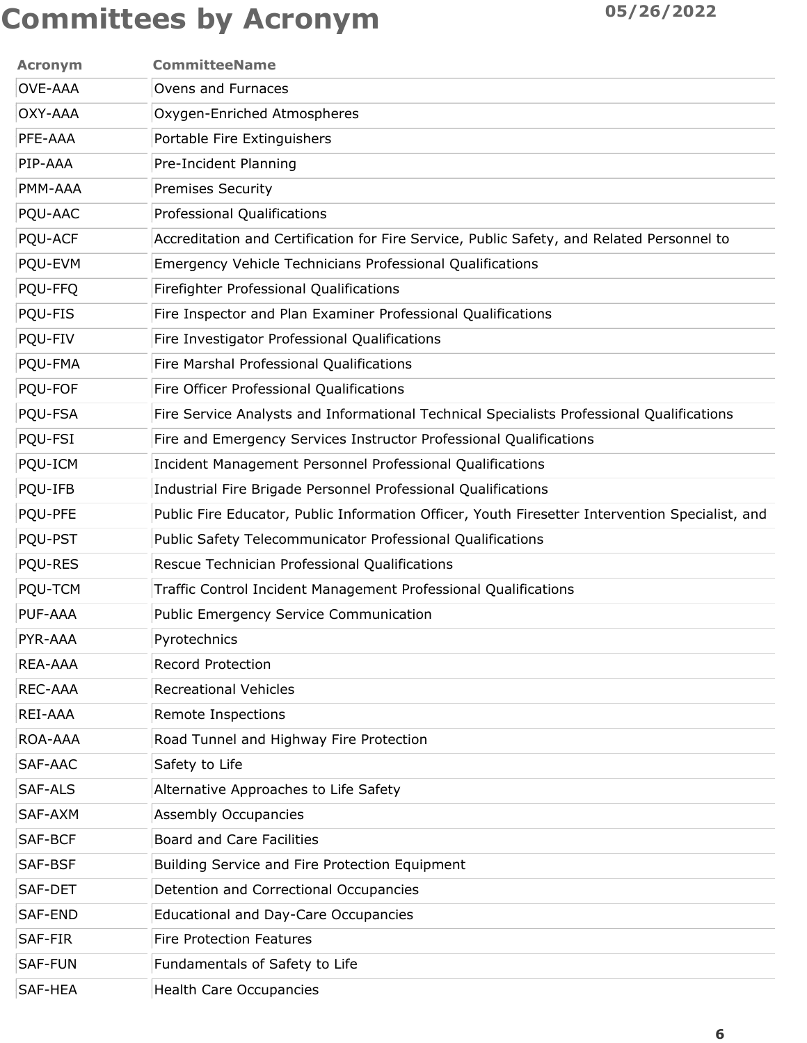# Committees by Acronym

05/26/2022

| Acronym | CommitteeName |
|---|---|
| OVE-AAA | Ovens and Furnaces |
| OXY-AAA | Oxygen-Enriched Atmospheres |
| PFE-AAA | Portable Fire Extinguishers |
| PIP-AAA | Pre-Incident Planning |
| PMM-AAA | Premises Security |
| PQU-AAC | Professional Qualifications |
| PQU-ACF | Accreditation and Certification for Fire Service, Public Safety, and Related Personnel to |
| PQU-EVM | Emergency Vehicle Technicians Professional Qualifications |
| PQU-FFQ | Firefighter Professional Qualifications |
| PQU-FIS | Fire Inspector and Plan Examiner Professional Qualifications |
| PQU-FIV | Fire Investigator Professional Qualifications |
| PQU-FMA | Fire Marshal Professional Qualifications |
| PQU-FOF | Fire Officer Professional Qualifications |
| PQU-FSA | Fire Service Analysts and Informational Technical Specialists Professional Qualifications |
| PQU-FSI | Fire and Emergency Services Instructor Professional Qualifications |
| PQU-ICM | Incident Management Personnel Professional Qualifications |
| PQU-IFB | Industrial Fire Brigade Personnel Professional Qualifications |
| PQU-PFE | Public Fire Educator, Public Information Officer, Youth Firesetter Intervention Specialist, and |
| PQU-PST | Public Safety Telecommunicator Professional Qualifications |
| PQU-RES | Rescue Technician Professional Qualifications |
| PQU-TCM | Traffic Control Incident Management Professional Qualifications |
| PUF-AAA | Public Emergency Service Communication |
| PYR-AAA | Pyrotechnics |
| REA-AAA | Record Protection |
| REC-AAA | Recreational Vehicles |
| REI-AAA | Remote Inspections |
| ROA-AAA | Road Tunnel and Highway Fire Protection |
| SAF-AAC | Safety to Life |
| SAF-ALS | Alternative Approaches to Life Safety |
| SAF-AXM | Assembly Occupancies |
| SAF-BCF | Board and Care Facilities |
| SAF-BSF | Building Service and Fire Protection Equipment |
| SAF-DET | Detention and Correctional Occupancies |
| SAF-END | Educational and Day-Care Occupancies |
| SAF-FIR | Fire Protection Features |
| SAF-FUN | Fundamentals of Safety to Life |
| SAF-HEA | Health Care Occupancies |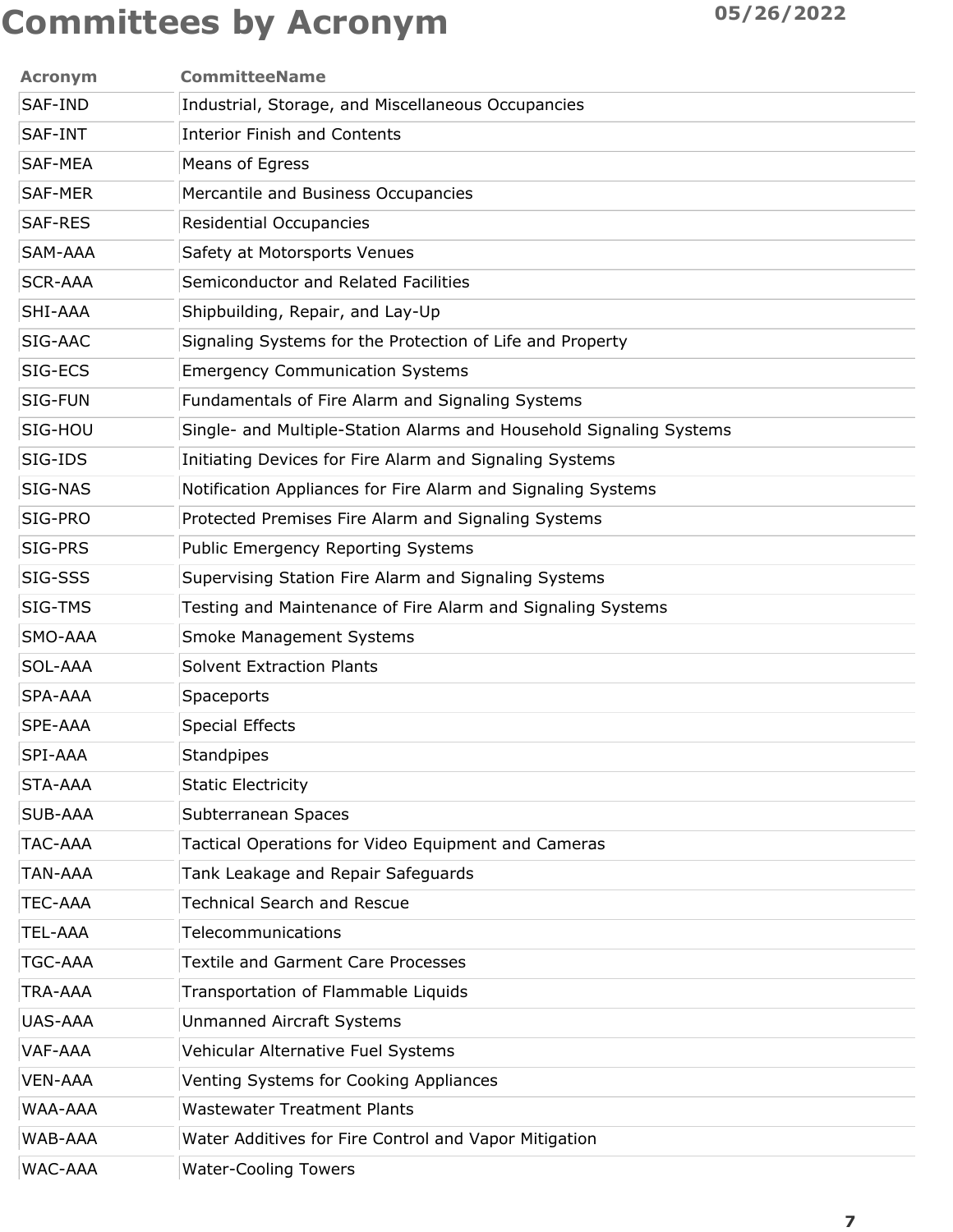# Committees by Acronym

05/26/2022

| Acronym | CommitteeName |
|---|---|
| SAF-IND | Industrial, Storage, and Miscellaneous Occupancies |
| SAF-INT | Interior Finish and Contents |
| SAF-MEA | Means of Egress |
| SAF-MER | Mercantile and Business Occupancies |
| SAF-RES | Residential Occupancies |
| SAM-AAA | Safety at Motorsports Venues |
| SCR-AAA | Semiconductor and Related Facilities |
| SHI-AAA | Shipbuilding, Repair, and Lay-Up |
| SIG-AAC | Signaling Systems for the Protection of Life and Property |
| SIG-ECS | Emergency Communication Systems |
| SIG-FUN | Fundamentals of Fire Alarm and Signaling Systems |
| SIG-HOU | Single- and Multiple-Station Alarms and Household Signaling Systems |
| SIG-IDS | Initiating Devices for Fire Alarm and Signaling Systems |
| SIG-NAS | Notification Appliances for Fire Alarm and Signaling Systems |
| SIG-PRO | Protected Premises Fire Alarm and Signaling Systems |
| SIG-PRS | Public Emergency Reporting Systems |
| SIG-SSS | Supervising Station Fire Alarm and Signaling Systems |
| SIG-TMS | Testing and Maintenance of Fire Alarm and Signaling Systems |
| SMO-AAA | Smoke Management Systems |
| SOL-AAA | Solvent Extraction Plants |
| SPA-AAA | Spaceports |
| SPE-AAA | Special Effects |
| SPI-AAA | Standpipes |
| STA-AAA | Static Electricity |
| SUB-AAA | Subterranean Spaces |
| TAC-AAA | Tactical Operations for Video Equipment and Cameras |
| TAN-AAA | Tank Leakage and Repair Safeguards |
| TEC-AAA | Technical Search and Rescue |
| TEL-AAA | Telecommunications |
| TGC-AAA | Textile and Garment Care Processes |
| TRA-AAA | Transportation of Flammable Liquids |
| UAS-AAA | Unmanned Aircraft Systems |
| VAF-AAA | Vehicular Alternative Fuel Systems |
| VEN-AAA | Venting Systems for Cooking Appliances |
| WAA-AAA | Wastewater Treatment Plants |
| WAB-AAA | Water Additives for Fire Control and Vapor Mitigation |
| WAC-AAA | Water-Cooling Towers |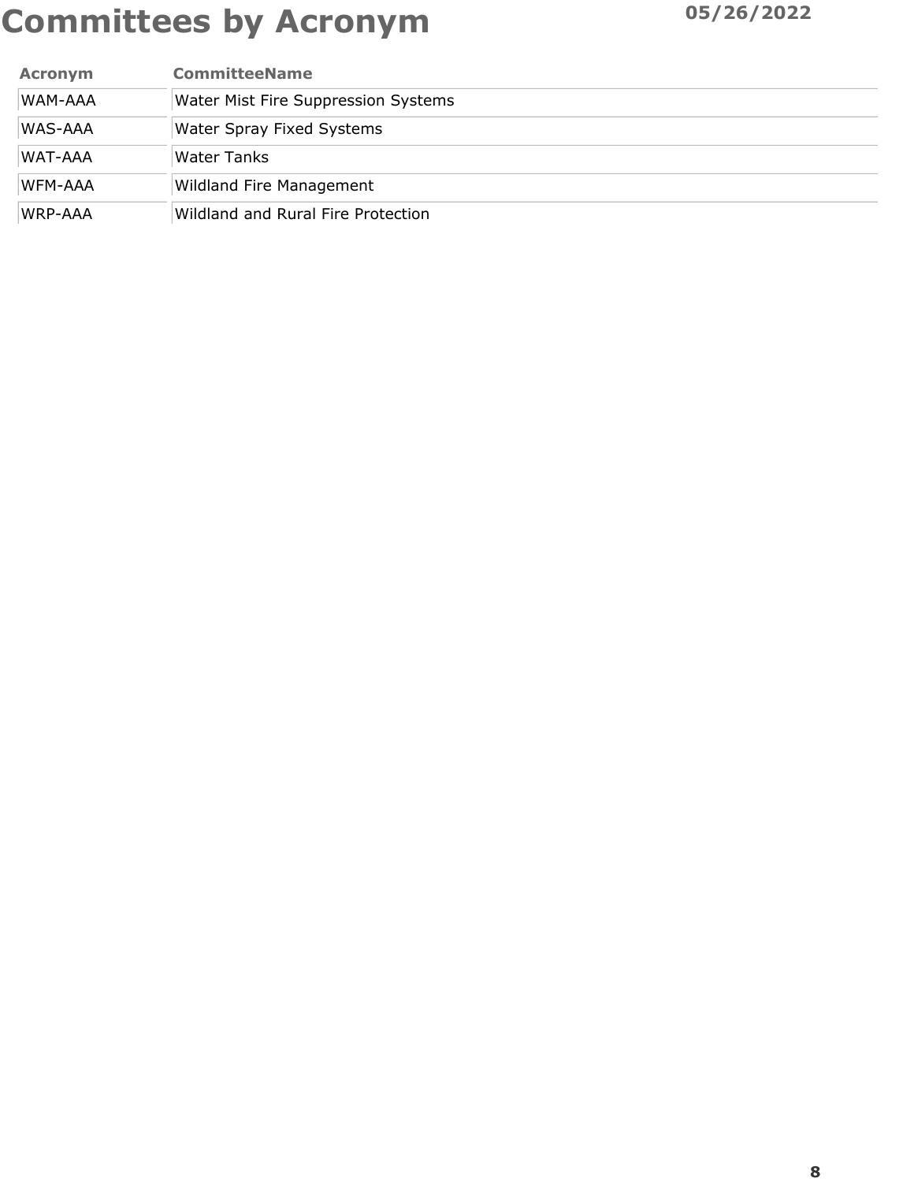# Committees by Acronym

05/26/2022

| Acronym | CommitteeName |
|---|---|
| WAM-AAA | Water Mist Fire Suppression Systems |
| WAS-AAA | Water Spray Fixed Systems |
| WAT-AAA | Water Tanks |
| WFM-AAA | Wildland Fire Management |
| WRP-AAA | Wildland and Rural Fire Protection |